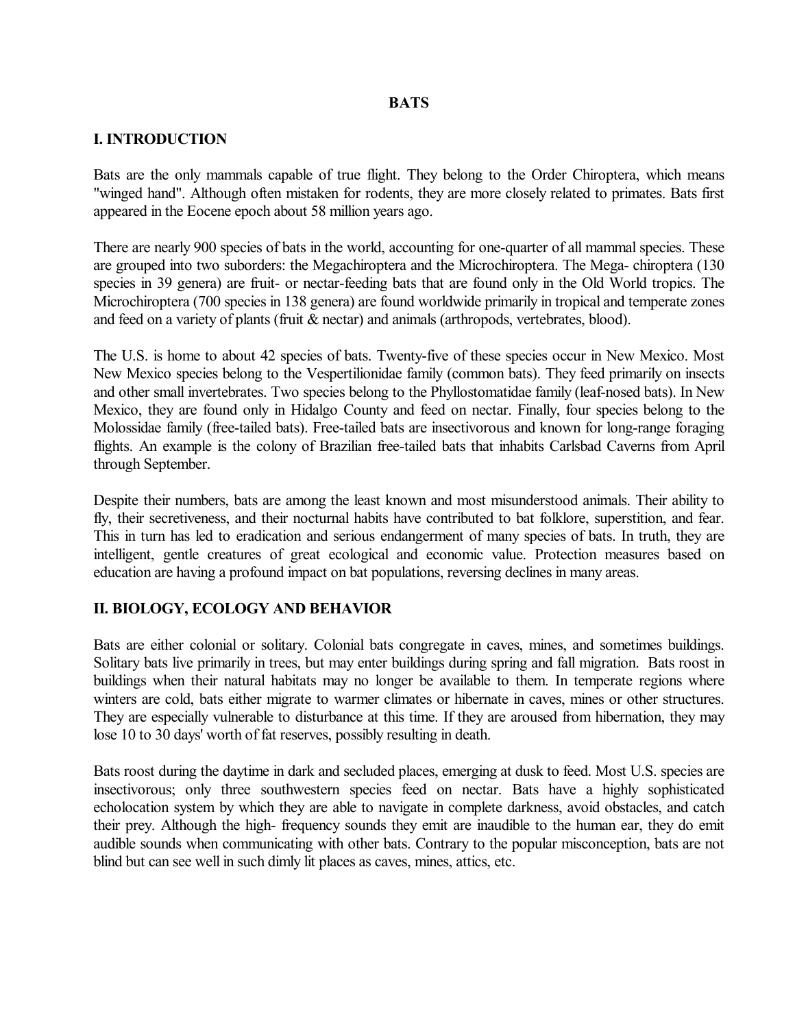# BATS

## I. INTRODUCTION

Bats are the only mammals capable of true flight. They belong to the Order Chiroptera, which means "winged hand". Although often mistaken for rodents, they are more closely related to primates. Bats first appeared in the Eocene epoch about 58 million years ago.

There are nearly 900 species of bats in the world, accounting for one-quarter of all mammal species. These are grouped into two suborders: the Megachiroptera and the Microchiroptera. The Mega- chiroptera (130 species in 39 genera) are fruit- or nectar-feeding bats that are found only in the Old World tropics. The Microchiroptera (700 species in 138 genera) are found worldwide primarily in tropical and temperate zones and feed on a variety of plants (fruit & nectar) and animals (arthropods, vertebrates, blood).

The U.S. is home to about 42 species of bats. Twenty-five of these species occur in New Mexico. Most New Mexico species belong to the Vespertilionidae family (common bats). They feed primarily on insects and other small invertebrates. Two species belong to the Phyllostomatidae family (leaf-nosed bats). In New Mexico, they are found only in Hidalgo County and feed on nectar. Finally, four species belong to the Molossidae family (free-tailed bats). Free-tailed bats are insectivorous and known for long-range foraging flights. An example is the colony of Brazilian free-tailed bats that inhabits Carlsbad Caverns from April through September.

Despite their numbers, bats are among the least known and most misunderstood animals. Their ability to fly, their secretiveness, and their nocturnal habits have contributed to bat folklore, superstition, and fear. This in turn has led to eradication and serious endangerment of many species of bats. In truth, they are intelligent, gentle creatures of great ecological and economic value. Protection measures based on education are having a profound impact on bat populations, reversing declines in many areas.

## II. BIOLOGY, ECOLOGY AND BEHAVIOR

Bats are either colonial or solitary. Colonial bats congregate in caves, mines, and sometimes buildings. Solitary bats live primarily in trees, but may enter buildings during spring and fall migration. Bats roost in buildings when their natural habitats may no longer be available to them. In temperate regions where winters are cold, bats either migrate to warmer climates or hibernate in caves, mines or other structures. They are especially vulnerable to disturbance at this time. If they are aroused from hibernation, they may lose 10 to 30 days' worth of fat reserves, possibly resulting in death.

Bats roost during the daytime in dark and secluded places, emerging at dusk to feed. Most U.S. species are insectivorous; only three southwestern species feed on nectar. Bats have a highly sophisticated echolocation system by which they are able to navigate in complete darkness, avoid obstacles, and catch their prey. Although the high- frequency sounds they emit are inaudible to the human ear, they do emit audible sounds when communicating with other bats. Contrary to the popular misconception, bats are not blind but can see well in such dimly lit places as caves, mines, attics, etc.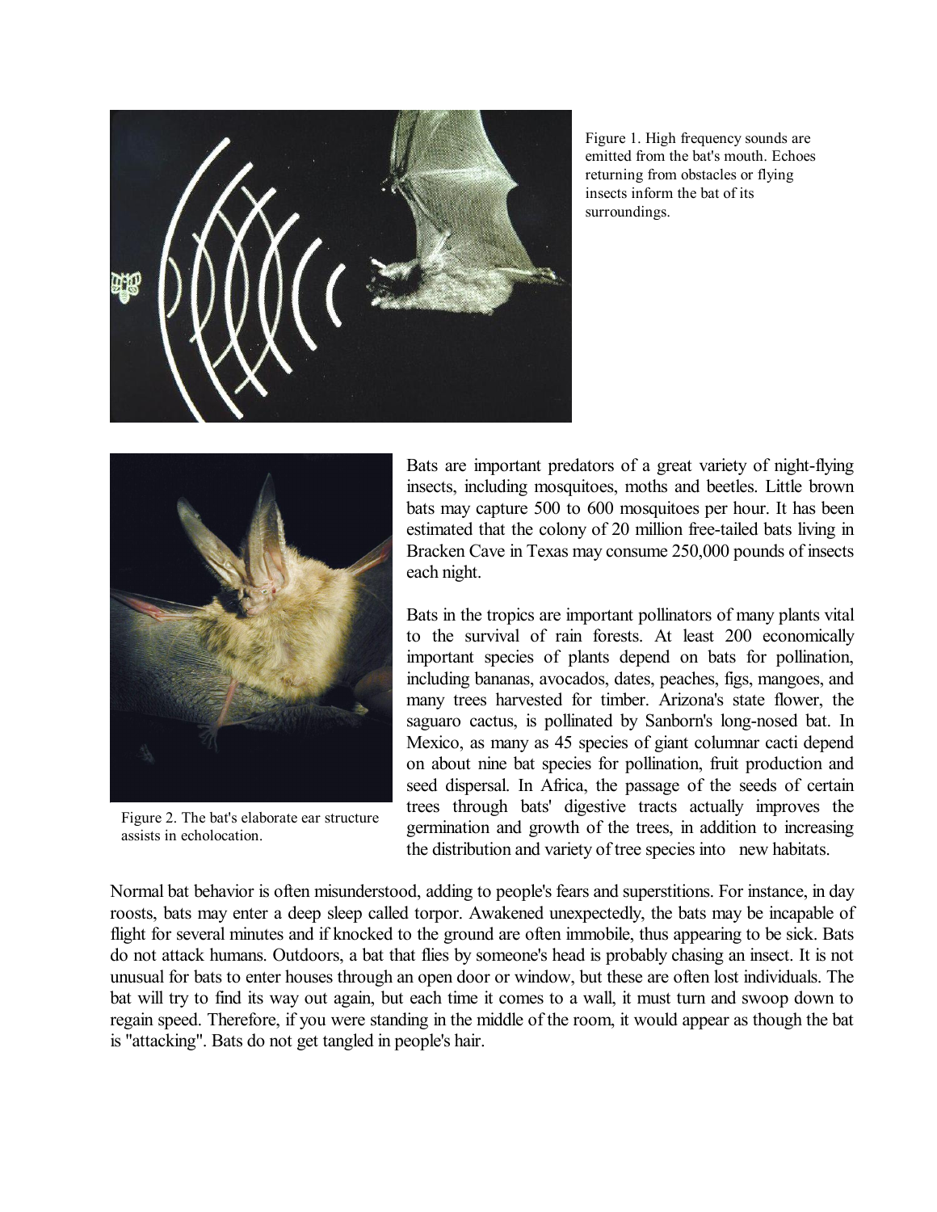Figure 1. High frequency sounds are emitted from the bat's mouth. Echoes returning from obstacles or flying insects inform the bat of its surroundings.

Figure 2. The bat's elaborate ear structure assists in echolocation.

Bats are important predators of a great variety of night-flying insects, including mosquitoes, moths and beetles. Little brown bats may capture 500 to 600 mosquitoes per hour. It has been estimated that the colony of 20 million free-tailed bats living in Bracken Cave in Texas may consume 250,000 pounds of insects each night.

Bats in the tropics are important pollinators of many plants vital to the survival of rain forests. At least 200 economically important species of plants depend on bats for pollination, including bananas, avocados, dates, peaches, figs, mangoes, and many trees harvested for timber. Arizona's state flower, the saguaro cactus, is pollinated by Sanborn's long-nosed bat. In Mexico, as many as 45 species of giant columnar cacti depend on about nine bat species for pollination, fruit production and seed dispersal. In Africa, the passage of the seeds of certain trees through bats' digestive tracts actually improves the germination and growth of the trees, in addition to increasing the distribution and variety of tree species into new habitats.

Normal bat behavior is often misunderstood, adding to people's fears and superstitions. For instance, in day roosts, bats may enter a deep sleep called torpor. Awakened unexpectedly, the bats may be incapable of flight for several minutes and if knocked to the ground are often immobile, thus appearing to be sick. Bats do not attack humans. Outdoors, a bat that flies by someone's head is probably chasing an insect. It is not unusual for bats to enter houses through an open door or window, but these are often lost individuals. The bat will try to find its way out again, but each time it comes to a wall, it must turn and swoop down to regain speed. Therefore, if you were standing in the middle of the room, it would appear as though the bat is "attacking". Bats do not get tangled in people's hair.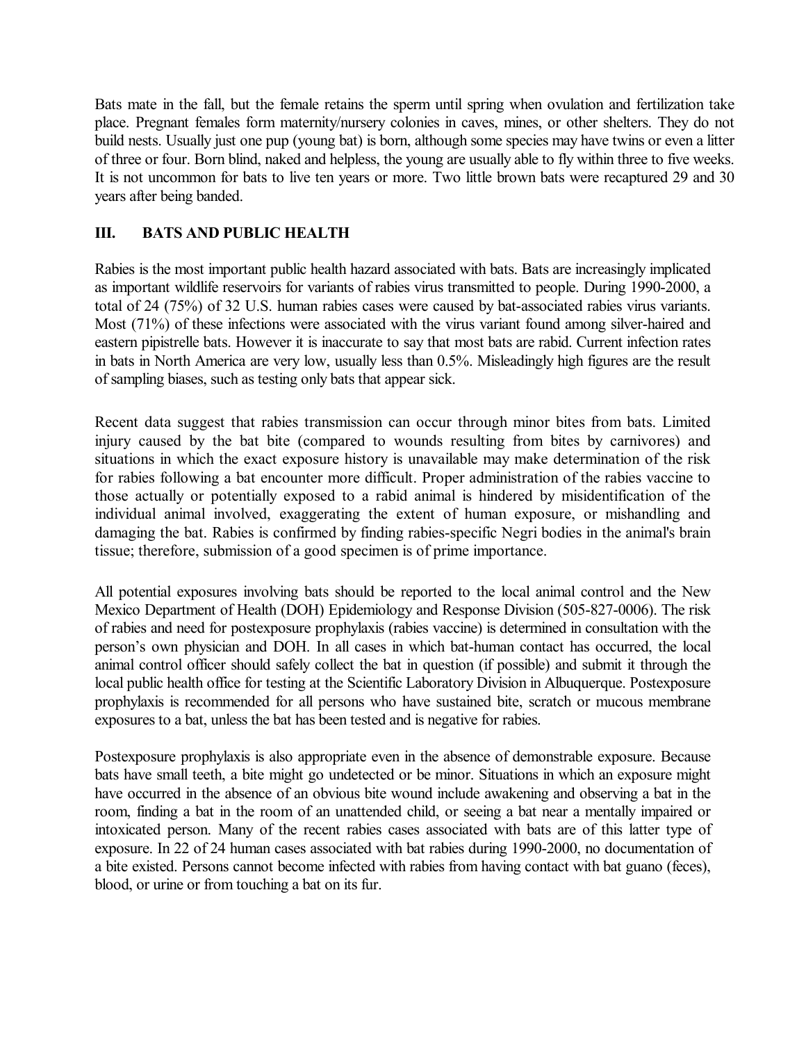Bats mate in the fall, but the female retains the sperm until spring when ovulation and fertilization take place. Pregnant females form maternity/nursery colonies in caves, mines, or other shelters. They do not build nests. Usually just one pup (young bat) is born, although some species may have twins or even a litter of three or four. Born blind, naked and helpless, the young are usually able to fly within three to five weeks. It is not uncommon for bats to live ten years or more. Two little brown bats were recaptured 29 and 30 years after being banded.

## III. BATS AND PUBLIC HEALTH

Rabies is the most important public health hazard associated with bats. Bats are increasingly implicated as important wildlife reservoirs for variants of rabies virus transmitted to people. During 1990-2000, a total of 24 (75%) of 32 U.S. human rabies cases were caused by bat-associated rabies virus variants. Most (71%) of these infections were associated with the virus variant found among silver-haired and eastern pipistrelle bats. However it is inaccurate to say that most bats are rabid. Current infection rates in bats in North America are very low, usually less than 0.5%. Misleadingly high figures are the result of sampling biases, such as testing only bats that appear sick.

Recent data suggest that rabies transmission can occur through minor bites from bats. Limited injury caused by the bat bite (compared to wounds resulting from bites by carnivores) and situations in which the exact exposure history is unavailable may make determination of the risk for rabies following a bat encounter more difficult. Proper administration of the rabies vaccine to those actually or potentially exposed to a rabid animal is hindered by misidentification of the individual animal involved, exaggerating the extent of human exposure, or mishandling and damaging the bat. Rabies is confirmed by finding rabies-specific Negri bodies in the animal's brain tissue; therefore, submission of a good specimen is of prime importance.

All potential exposures involving bats should be reported to the local animal control and the New Mexico Department of Health (DOH) Epidemiology and Response Division (505-827-0006). The risk of rabies and need for postexposure prophylaxis (rabies vaccine) is determined in consultation with the person's own physician and DOH. In all cases in which bat-human contact has occurred, the local animal control officer should safely collect the bat in question (if possible) and submit it through the local public health office for testing at the Scientific Laboratory Division in Albuquerque. Postexposure prophylaxis is recommended for all persons who have sustained bite, scratch or mucous membrane exposures to a bat, unless the bat has been tested and is negative for rabies.

Postexposure prophylaxis is also appropriate even in the absence of demonstrable exposure. Because bats have small teeth, a bite might go undetected or be minor. Situations in which an exposure might have occurred in the absence of an obvious bite wound include awakening and observing a bat in the room, finding a bat in the room of an unattended child, or seeing a bat near a mentally impaired or intoxicated person. Many of the recent rabies cases associated with bats are of this latter type of exposure. In 22 of 24 human cases associated with bat rabies during 1990-2000, no documentation of a bite existed. Persons cannot become infected with rabies from having contact with bat guano (feces), blood, or urine or from touching a bat on its fur.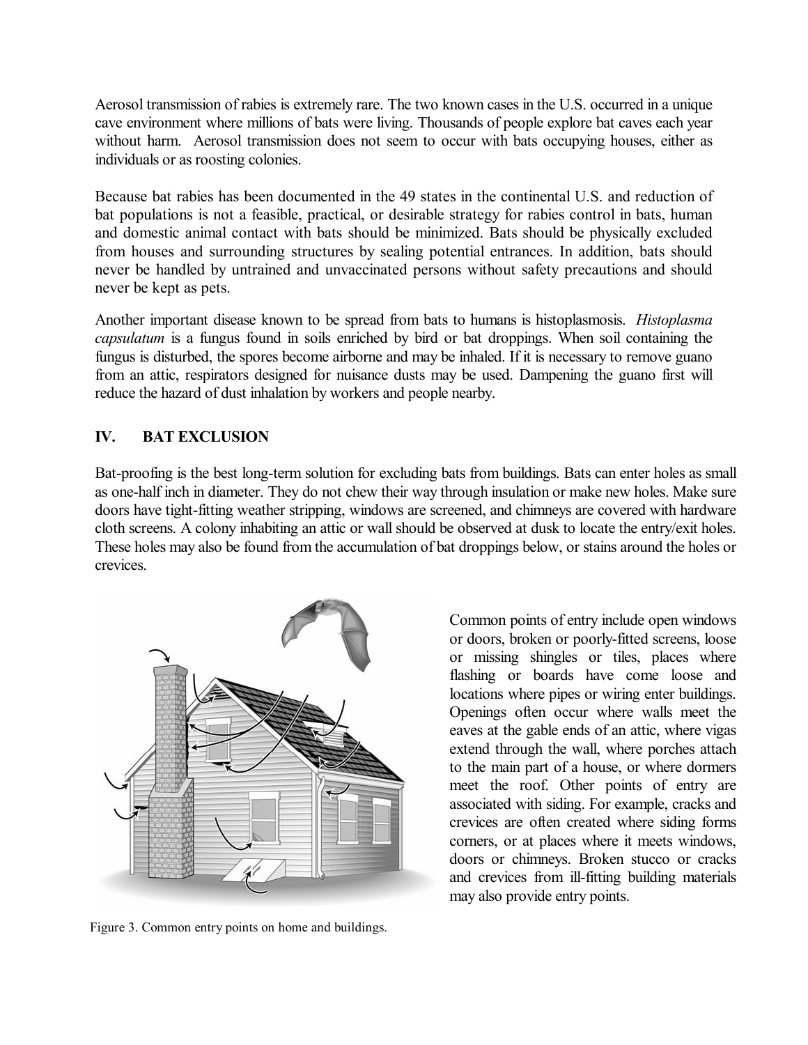Aerosol transmission of rabies is extremely rare. The two known cases in the U.S. occurred in a unique cave environment where millions of bats were living. Thousands of people explore bat caves each year without harm. Aerosol transmission does not seem to occur with bats occupying houses, either as individuals or as roosting colonies.

Because bat rabies has been documented in the 49 states in the continental U.S. and reduction of bat populations is not a feasible, practical, or desirable strategy for rabies control in bats, human and domestic animal contact with bats should be minimized. Bats should be physically excluded from houses and surrounding structures by sealing potential entrances. In addition, bats should never be handled by untrained and unvaccinated persons without safety precautions and should never be kept as pets.

Another important disease known to be spread from bats to humans is histoplasmosis. *Histoplasma capsulatum* is a fungus found in soils enriched by bird or bat droppings. When soil containing the fungus is disturbed, the spores become airborne and may be inhaled. If it is necessary to remove guano from an attic, respirators designed for nuisance dusts may be used. Dampening the guano first will reduce the hazard of dust inhalation by workers and people nearby.

## IV. BAT EXCLUSION

Bat-proofing is the best long-term solution for excluding bats from buildings. Bats can enter holes as small as one-half inch in diameter. They do not chew their way through insulation or make new holes. Make sure doors have tight-fitting weather stripping, windows are screened, and chimneys are covered with hardware cloth screens. A colony inhabiting an attic or wall should be observed at dusk to locate the entry/exit holes. These holes may also be found from the accumulation of bat droppings below, or stains around the holes or crevices.

Common points of entry include open windows or doors, broken or poorly-fitted screens, loose or missing shingles or tiles, places where flashing or boards have come loose and locations where pipes or wiring enter buildings. Openings often occur where walls meet the eaves at the gable ends of an attic, where vigas extend through the wall, where porches attach to the main part of a house, or where dormers meet the roof. Other points of entry are associated with siding. For example, cracks and crevices are often created where siding forms corners, or at places where it meets windows, doors or chimneys. Broken stucco or cracks and crevices from ill-fitting building materials may also provide entry points.

Figure 3. Common entry points on home and buildings.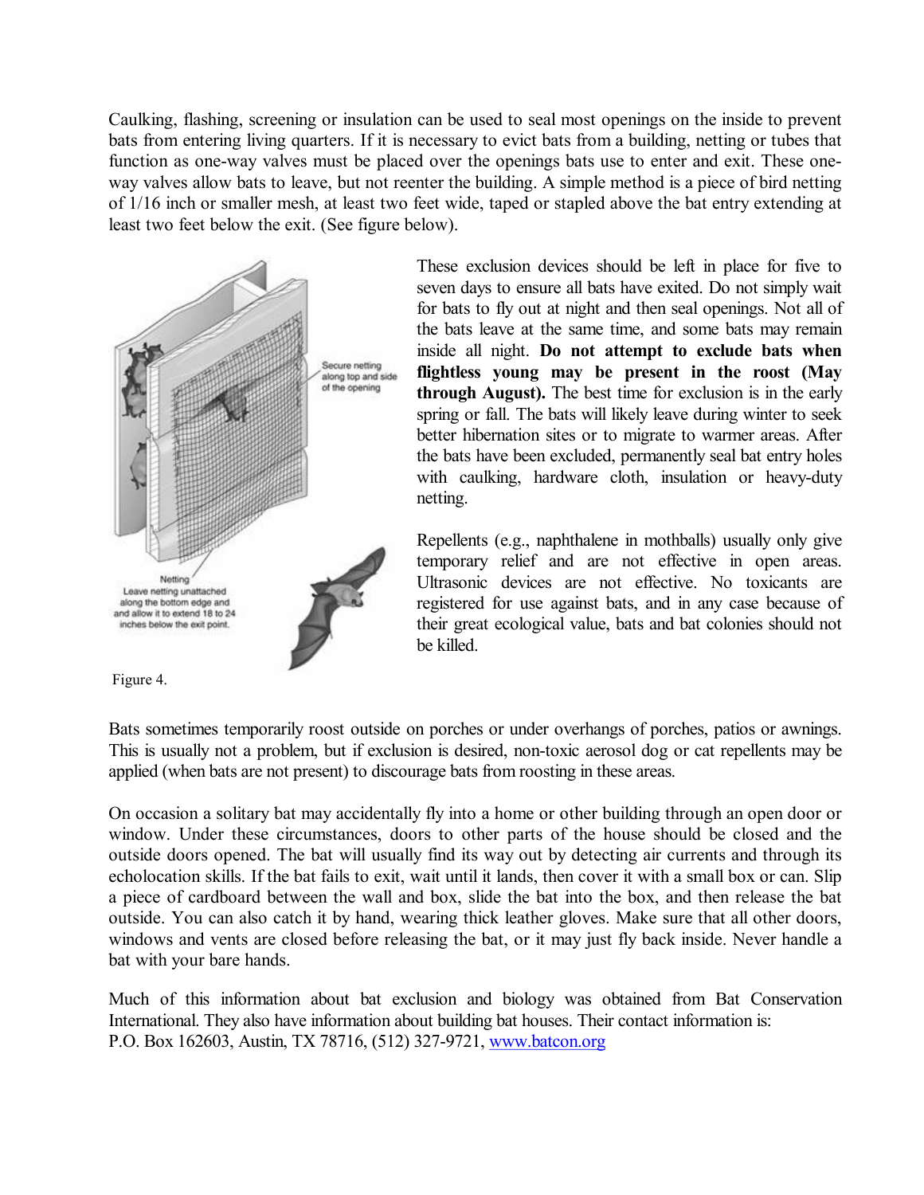Caulking, flashing, screening or insulation can be used to seal most openings on the inside to prevent bats from entering living quarters. If it is necessary to evict bats from a building, netting or tubes that function as one-way valves must be placed over the openings bats use to enter and exit. These one-way valves allow bats to leave, but not reenter the building. A simple method is a piece of bird netting of 1/16 inch or smaller mesh, at least two feet wide, taped or stapled above the bat entry extending at least two feet below the exit. (See figure below).

Secure netting along top and side of the opening

Netting

Leave netting unattached along the bottom edge and and allow it to extend 18 to 24 inches below the exit point.

Figure 4.

These exclusion devices should be left in place for five to seven days to ensure all bats have exited. Do not simply wait for bats to fly out at night and then seal openings. Not all of the bats leave at the same time, and some bats may remain inside all night. **Do not attempt to exclude bats when flightless young may be present in the roost (May through August).** The best time for exclusion is in the early spring or fall. The bats will likely leave during winter to seek better hibernation sites or to migrate to warmer areas. After the bats have been excluded, permanently seal bat entry holes with caulking, hardware cloth, insulation or heavy-duty netting.

Repellents (e.g., naphthalene in mothballs) usually only give temporary relief and are not effective in open areas. Ultrasonic devices are not effective. No toxicants are registered for use against bats, and in any case because of their great ecological value, bats and bat colonies should not be killed.

Bats sometimes temporarily roost outside on porches or under overhangs of porches, patios or awnings. This is usually not a problem, but if exclusion is desired, non-toxic aerosol dog or cat repellents may be applied (when bats are not present) to discourage bats from roosting in these areas.

On occasion a solitary bat may accidentally fly into a home or other building through an open door or window. Under these circumstances, doors to other parts of the house should be closed and the outside doors opened. The bat will usually find its way out by detecting air currents and through its echolocation skills. If the bat fails to exit, wait until it lands, then cover it with a small box or can. Slip a piece of cardboard between the wall and box, slide the bat into the box, and then release the bat outside. You can also catch it by hand, wearing thick leather gloves. Make sure that all other doors, windows and vents are closed before releasing the bat, or it may just fly back inside. Never handle a bat with your bare hands.

Much of this information about bat exclusion and biology was obtained from Bat Conservation International. They also have information about building bat houses. Their contact information is:
P.O. Box 162603, Austin, TX 78716, (512) 327-9721, www.batcon.org